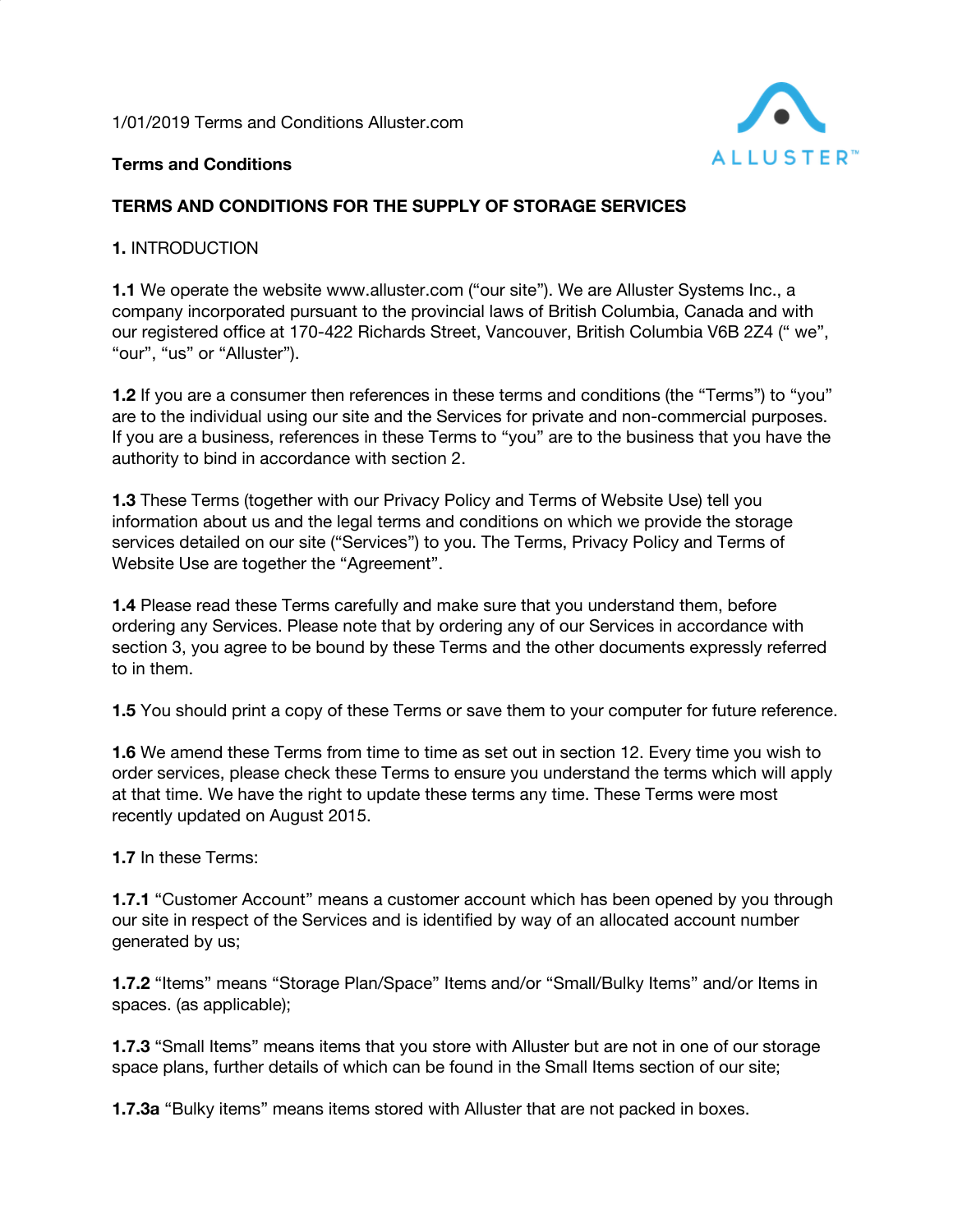1/01/2019 Terms and Conditions Alluster.com

**Terms and Conditions**

**TERMS AND CONDITIONS FOR THE SUPPLY OF STORAGE SERVICES**

**1.** INTRODUCTION

**1.1** We operate the website www.alluster.com (“our site”). We are Alluster Systems Inc., a company incorporated pursuant to the provincial laws of British Columbia, Canada and with our registered office at 170-422 Richards Street, Vancouver, British Columbia V6B 2Z4 (“ we”, “our”, “us” or “Alluster”).

**1.2** If you are a consumer then references in these terms and conditions (the “Terms”) to “you” are to the individual using our site and the Services for private and non-commercial purposes. If you are a business, references in these Terms to “you” are to the business that you have the authority to bind in accordance with section 2.

**1.3** These Terms (together with our Privacy Policy and Terms of Website Use) tell you information about us and the legal terms and conditions on which we provide the storage services detailed on our site (“Services”) to you. The Terms, Privacy Policy and Terms of Website Use are together the “Agreement”.

**1.4** Please read these Terms carefully and make sure that you understand them, before ordering any Services. Please note that by ordering any of our Services in accordance with section 3, you agree to be bound by these Terms and the other documents expressly referred to in them.

**1.5** You should print a copy of these Terms or save them to your computer for future reference.

**1.6** We amend these Terms from time to time as set out in section 12. Every time you wish to order services, please check these Terms to ensure you understand the terms which will apply at that time. We have the right to update these terms any time. These Terms were most recently updated on August 2015.

**1.7** In these Terms:

**1.7.1** “Customer Account” means a customer account which has been opened by you through our site in respect of the Services and is identified by way of an allocated account number generated by us;

**1.7.2** “Items” means “Storage Plan/Space” Items and/or “Small/Bulky Items” and/or Items in spaces. (as applicable);

**1.7.3** “Small Items” means items that you store with Alluster but are not in one of our storage space plans, further details of which can be found in the Small Items section of our site;

**1.7.3a** “Bulky items” means items stored with Alluster that are not packed in boxes.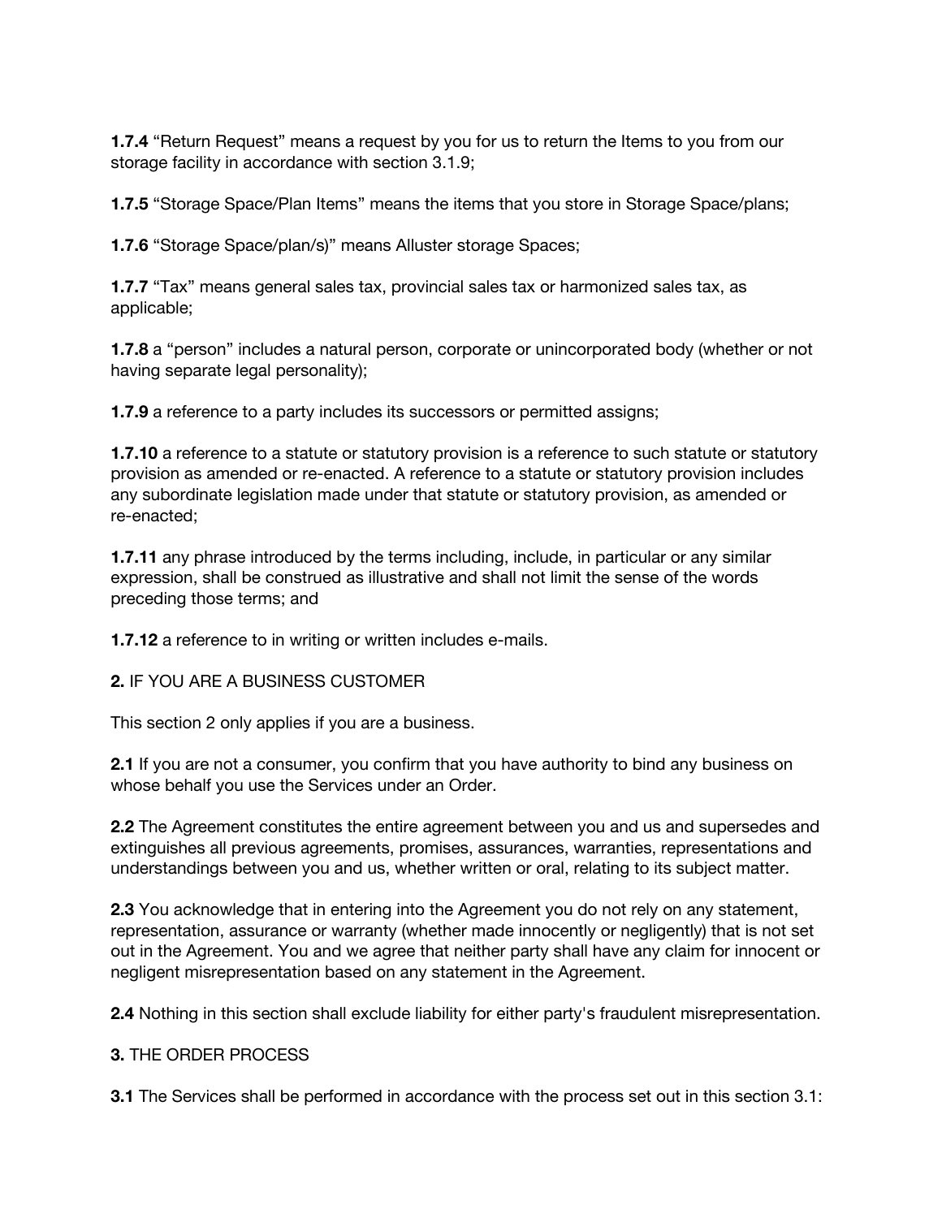**1.7.4** “Return Request” means a request by you for us to return the Items to you from our storage facility in accordance with section 3.1.9;

**1.7.5** “Storage Space/Plan Items” means the items that you store in Storage Space/plans;

**1.7.6** “Storage Space/plan/s)” means Alluster storage Spaces;

**1.7.7** “Tax” means general sales tax, provincial sales tax or harmonized sales tax, as applicable;

**1.7.8** a “person” includes a natural person, corporate or unincorporated body (whether or not having separate legal personality);

**1.7.9** a reference to a party includes its successors or permitted assigns;

**1.7.10** a reference to a statute or statutory provision is a reference to such statute or statutory provision as amended or re-enacted. A reference to a statute or statutory provision includes any subordinate legislation made under that statute or statutory provision, as amended or re-enacted;

**1.7.11** any phrase introduced by the terms including, include, in particular or any similar expression, shall be construed as illustrative and shall not limit the sense of the words preceding those terms; and

**1.7.12** a reference to in writing or written includes e-mails.

**2.** IF YOU ARE A BUSINESS CUSTOMER

This section 2 only applies if you are a business.

**2.1** If you are not a consumer, you confirm that you have authority to bind any business on whose behalf you use the Services under an Order.

**2.2** The Agreement constitutes the entire agreement between you and us and supersedes and extinguishes all previous agreements, promises, assurances, warranties, representations and understandings between you and us, whether written or oral, relating to its subject matter.

**2.3** You acknowledge that in entering into the Agreement you do not rely on any statement, representation, assurance or warranty (whether made innocently or negligently) that is not set out in the Agreement. You and we agree that neither party shall have any claim for innocent or negligent misrepresentation based on any statement in the Agreement.

**2.4** Nothing in this section shall exclude liability for either party's fraudulent misrepresentation.

**3.** THE ORDER PROCESS

**3.1** The Services shall be performed in accordance with the process set out in this section 3.1: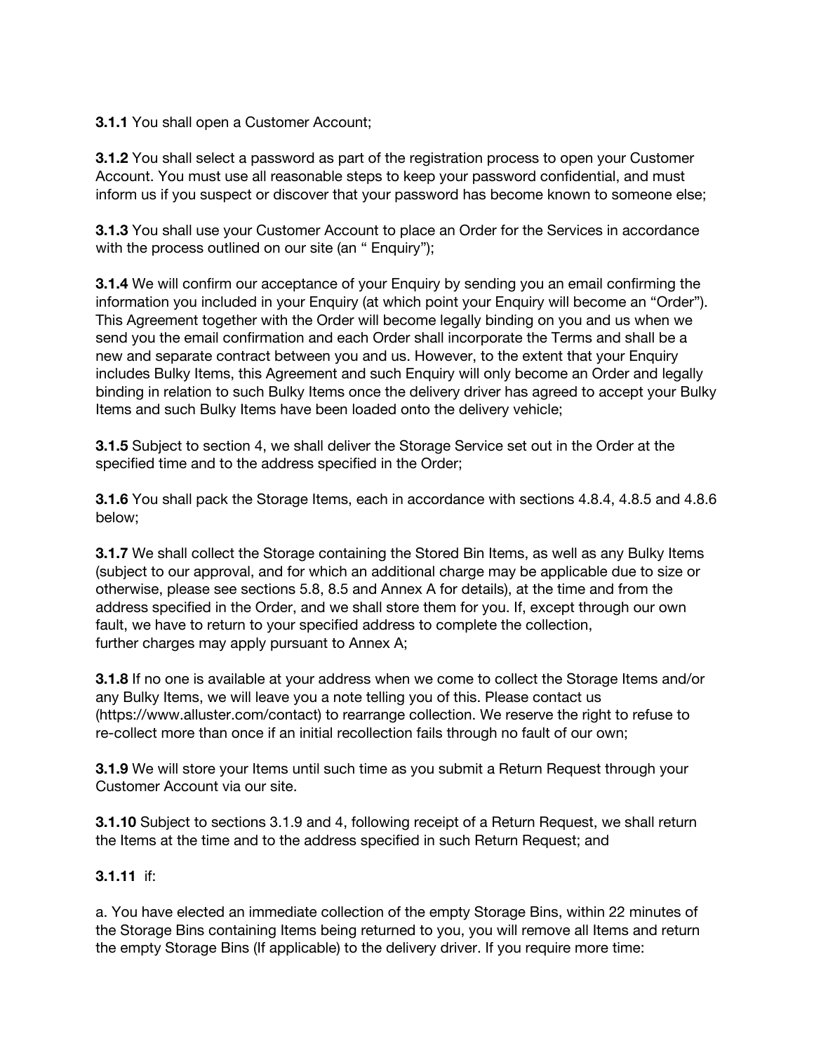**3.1.1** You shall open a Customer Account;

**3.1.2** You shall select a password as part of the registration process to open your Customer Account. You must use all reasonable steps to keep your password confidential, and must inform us if you suspect or discover that your password has become known to someone else;

**3.1.3** You shall use your Customer Account to place an Order for the Services in accordance with the process outlined on our site (an " Enquiry");

**3.1.4** We will confirm our acceptance of your Enquiry by sending you an email confirming the information you included in your Enquiry (at which point your Enquiry will become an "Order"). This Agreement together with the Order will become legally binding on you and us when we send you the email confirmation and each Order shall incorporate the Terms and shall be a new and separate contract between you and us. However, to the extent that your Enquiry includes Bulky Items, this Agreement and such Enquiry will only become an Order and legally binding in relation to such Bulky Items once the delivery driver has agreed to accept your Bulky Items and such Bulky Items have been loaded onto the delivery vehicle;

**3.1.5** Subject to section 4, we shall deliver the Storage Service set out in the Order at the specified time and to the address specified in the Order;

**3.1.6** You shall pack the Storage Items, each in accordance with sections 4.8.4, 4.8.5 and 4.8.6 below;

**3.1.7** We shall collect the Storage containing the Stored Bin Items, as well as any Bulky Items (subject to our approval, and for which an additional charge may be applicable due to size or otherwise, please see sections 5.8, 8.5 and Annex A for details), at the time and from the address specified in the Order, and we shall store them for you. If, except through our own fault, we have to return to your specified address to complete the collection, further charges may apply pursuant to Annex A;

**3.1.8** If no one is available at your address when we come to collect the Storage Items and/or any Bulky Items, we will leave you a note telling you of this. Please contact us (https://www.alluster.com/contact) to rearrange collection. We reserve the right to refuse to re-collect more than once if an initial recollection fails through no fault of our own;

**3.1.9** We will store your Items until such time as you submit a Return Request through your Customer Account via our site.

**3.1.10** Subject to sections 3.1.9 and 4, following receipt of a Return Request, we shall return the Items at the time and to the address specified in such Return Request; and

**3.1.11** if:

a. You have elected an immediate collection of the empty Storage Bins, within 22 minutes of the Storage Bins containing Items being returned to you, you will remove all Items and return the empty Storage Bins (If applicable) to the delivery driver. If you require more time: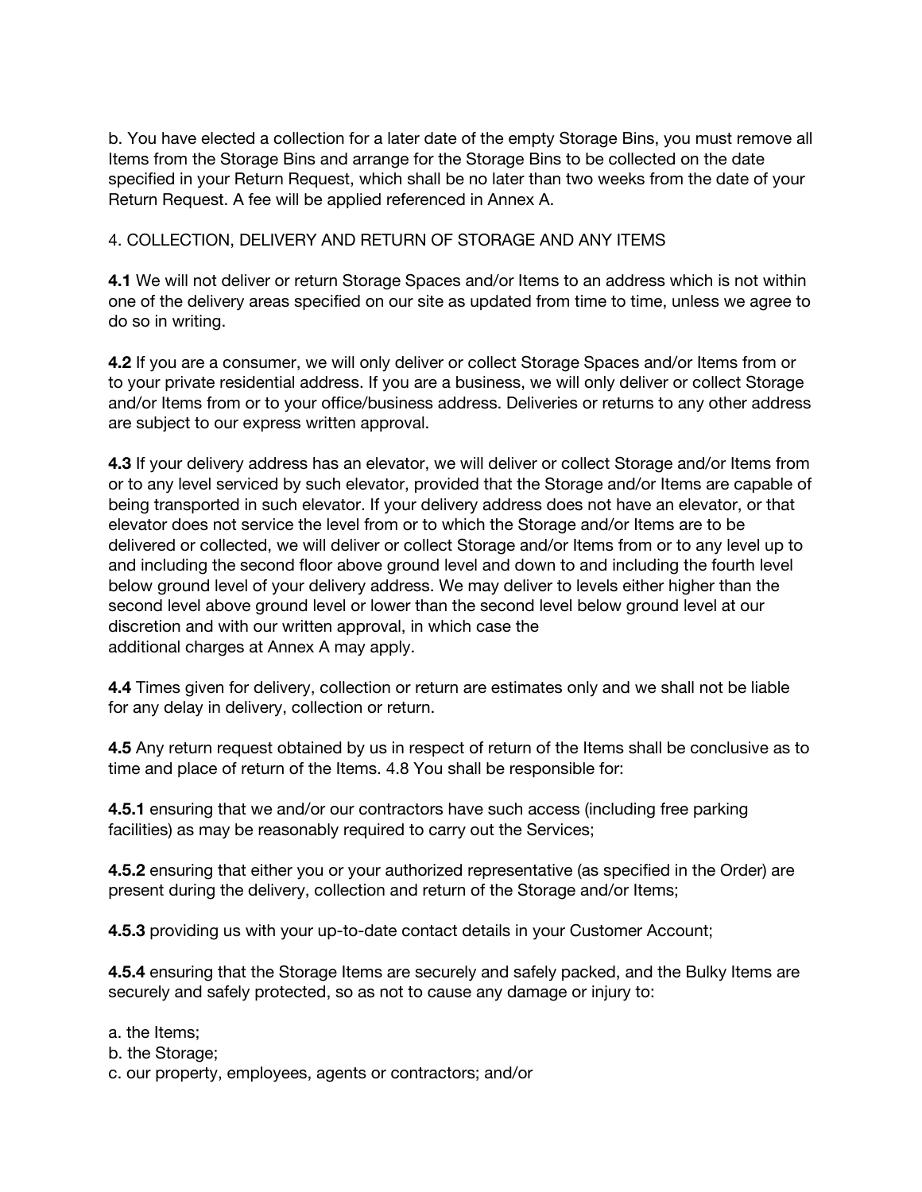b. You have elected a collection for a later date of the empty Storage Bins, you must remove all Items from the Storage Bins and arrange for the Storage Bins to be collected on the date specified in your Return Request, which shall be no later than two weeks from the date of your Return Request. A fee will be applied referenced in Annex A.

4. COLLECTION, DELIVERY AND RETURN OF STORAGE AND ANY ITEMS

**4.1** We will not deliver or return Storage Spaces and/or Items to an address which is not within one of the delivery areas specified on our site as updated from time to time, unless we agree to do so in writing.

**4.2** If you are a consumer, we will only deliver or collect Storage Spaces and/or Items from or to your private residential address. If you are a business, we will only deliver or collect Storage and/or Items from or to your office/business address. Deliveries or returns to any other address are subject to our express written approval.

**4.3** If your delivery address has an elevator, we will deliver or collect Storage and/or Items from or to any level serviced by such elevator, provided that the Storage and/or Items are capable of being transported in such elevator. If your delivery address does not have an elevator, or that elevator does not service the level from or to which the Storage and/or Items are to be delivered or collected, we will deliver or collect Storage and/or Items from or to any level up to and including the second floor above ground level and down to and including the fourth level below ground level of your delivery address. We may deliver to levels either higher than the second level above ground level or lower than the second level below ground level at our discretion and with our written approval, in which case the
additional charges at Annex A may apply.

**4.4** Times given for delivery, collection or return are estimates only and we shall not be liable for any delay in delivery, collection or return.

**4.5** Any return request obtained by us in respect of return of the Items shall be conclusive as to time and place of return of the Items. 4.8 You shall be responsible for:

**4.5.1** ensuring that we and/or our contractors have such access (including free parking facilities) as may be reasonably required to carry out the Services;

**4.5.2** ensuring that either you or your authorized representative (as specified in the Order) are present during the delivery, collection and return of the Storage and/or Items;

**4.5.3** providing us with your up-to-date contact details in your Customer Account;

**4.5.4** ensuring that the Storage Items are securely and safely packed, and the Bulky Items are securely and safely protected, so as not to cause any damage or injury to:

a. the Items;
b. the Storage;
c. our property, employees, agents or contractors; and/or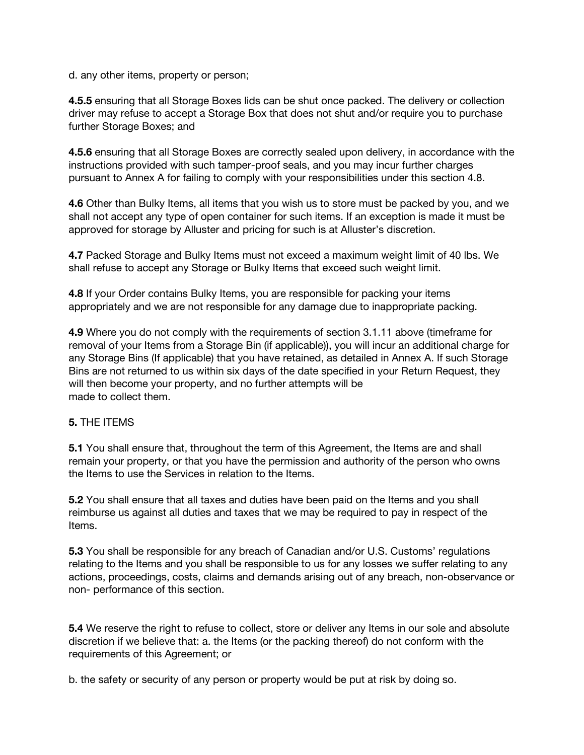d. any other items, property or person;

**4.5.5** ensuring that all Storage Boxes lids can be shut once packed. The delivery or collection driver may refuse to accept a Storage Box that does not shut and/or require you to purchase further Storage Boxes; and

**4.5.6** ensuring that all Storage Boxes are correctly sealed upon delivery, in accordance with the instructions provided with such tamper-proof seals, and you may incur further charges pursuant to Annex A for failing to comply with your responsibilities under this section 4.8.

**4.6** Other than Bulky Items, all items that you wish us to store must be packed by you, and we shall not accept any type of open container for such items. If an exception is made it must be approved for storage by Alluster and pricing for such is at Alluster's discretion.

**4.7** Packed Storage and Bulky Items must not exceed a maximum weight limit of 40 lbs. We shall refuse to accept any Storage or Bulky Items that exceed such weight limit.

**4.8** If your Order contains Bulky Items, you are responsible for packing your items appropriately and we are not responsible for any damage due to inappropriate packing.

**4.9** Where you do not comply with the requirements of section 3.1.11 above (timeframe for removal of your Items from a Storage Bin (if applicable)), you will incur an additional charge for any Storage Bins (If applicable) that you have retained, as detailed in Annex A. If such Storage Bins are not returned to us within six days of the date specified in your Return Request, they will then become your property, and no further attempts will be made to collect them.

**5.** THE ITEMS

**5.1** You shall ensure that, throughout the term of this Agreement, the Items are and shall remain your property, or that you have the permission and authority of the person who owns the Items to use the Services in relation to the Items.

**5.2** You shall ensure that all taxes and duties have been paid on the Items and you shall reimburse us against all duties and taxes that we may be required to pay in respect of the Items.

**5.3** You shall be responsible for any breach of Canadian and/or U.S. Customs' regulations relating to the Items and you shall be responsible to us for any losses we suffer relating to any actions, proceedings, costs, claims and demands arising out of any breach, non-observance or non- performance of this section.

**5.4** We reserve the right to refuse to collect, store or deliver any Items in our sole and absolute discretion if we believe that: a. the Items (or the packing thereof) do not conform with the requirements of this Agreement; or

b. the safety or security of any person or property would be put at risk by doing so.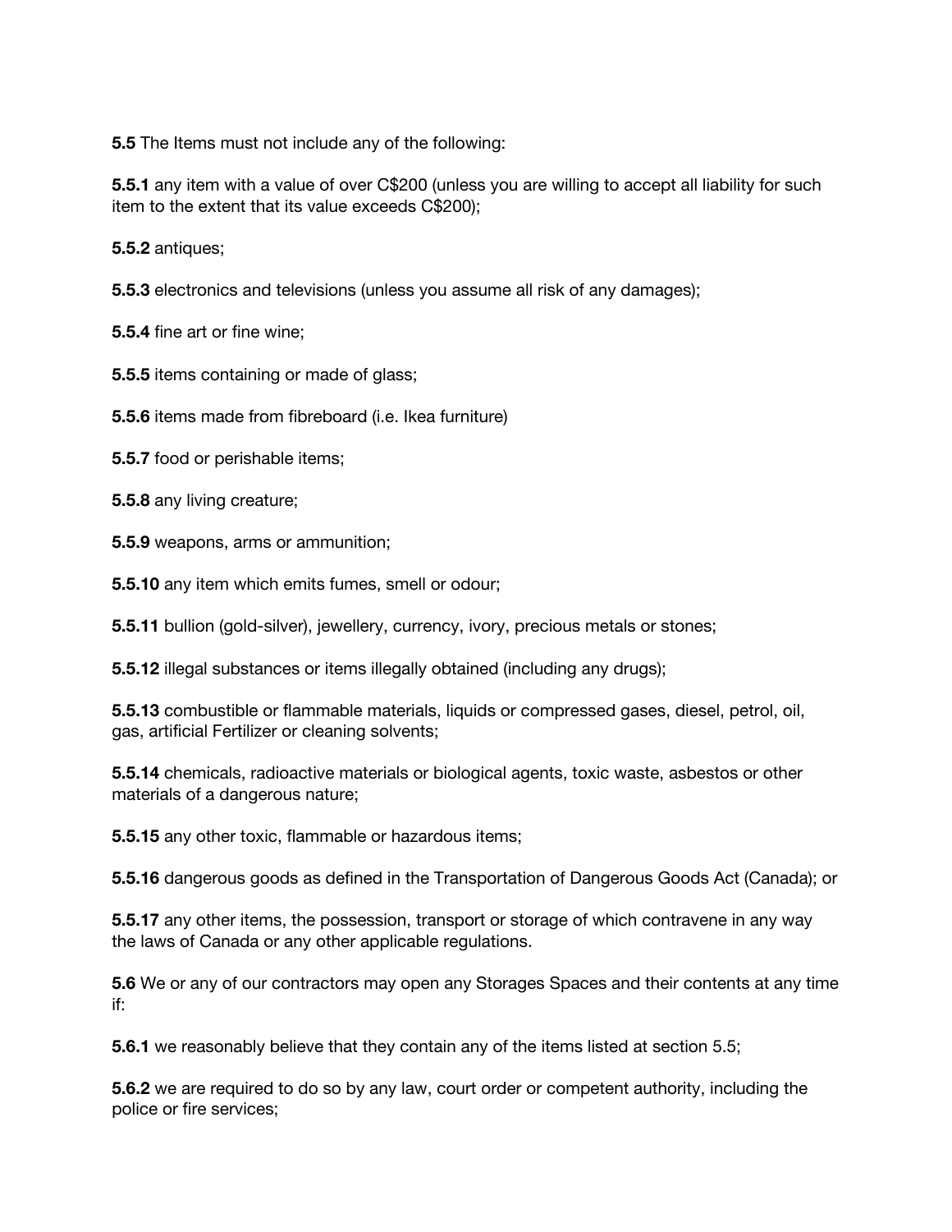**5.5** The Items must not include any of the following:

**5.5.1** any item with a value of over C$200 (unless you are willing to accept all liability for such item to the extent that its value exceeds C$200);

**5.5.2** antiques;

**5.5.3** electronics and televisions (unless you assume all risk of any damages);

**5.5.4** fine art or fine wine;

**5.5.5** items containing or made of glass;

**5.5.6** items made from fibreboard (i.e. Ikea furniture)

**5.5.7** food or perishable items;

**5.5.8** any living creature;

**5.5.9** weapons, arms or ammunition;

**5.5.10** any item which emits fumes, smell or odour;

**5.5.11** bullion (gold-silver), jewellery, currency, ivory, precious metals or stones;

**5.5.12** illegal substances or items illegally obtained (including any drugs);

**5.5.13** combustible or flammable materials, liquids or compressed gases, diesel, petrol, oil, gas, artificial Fertilizer or cleaning solvents;

**5.5.14** chemicals, radioactive materials or biological agents, toxic waste, asbestos or other materials of a dangerous nature;

**5.5.15** any other toxic, flammable or hazardous items;

**5.5.16** dangerous goods as defined in the Transportation of Dangerous Goods Act (Canada); or

**5.5.17** any other items, the possession, transport or storage of which contravene in any way the laws of Canada or any other applicable regulations.

**5.6** We or any of our contractors may open any Storages Spaces and their contents at any time if:

**5.6.1** we reasonably believe that they contain any of the items listed at section 5.5;

**5.6.2** we are required to do so by any law, court order or competent authority, including the police or fire services;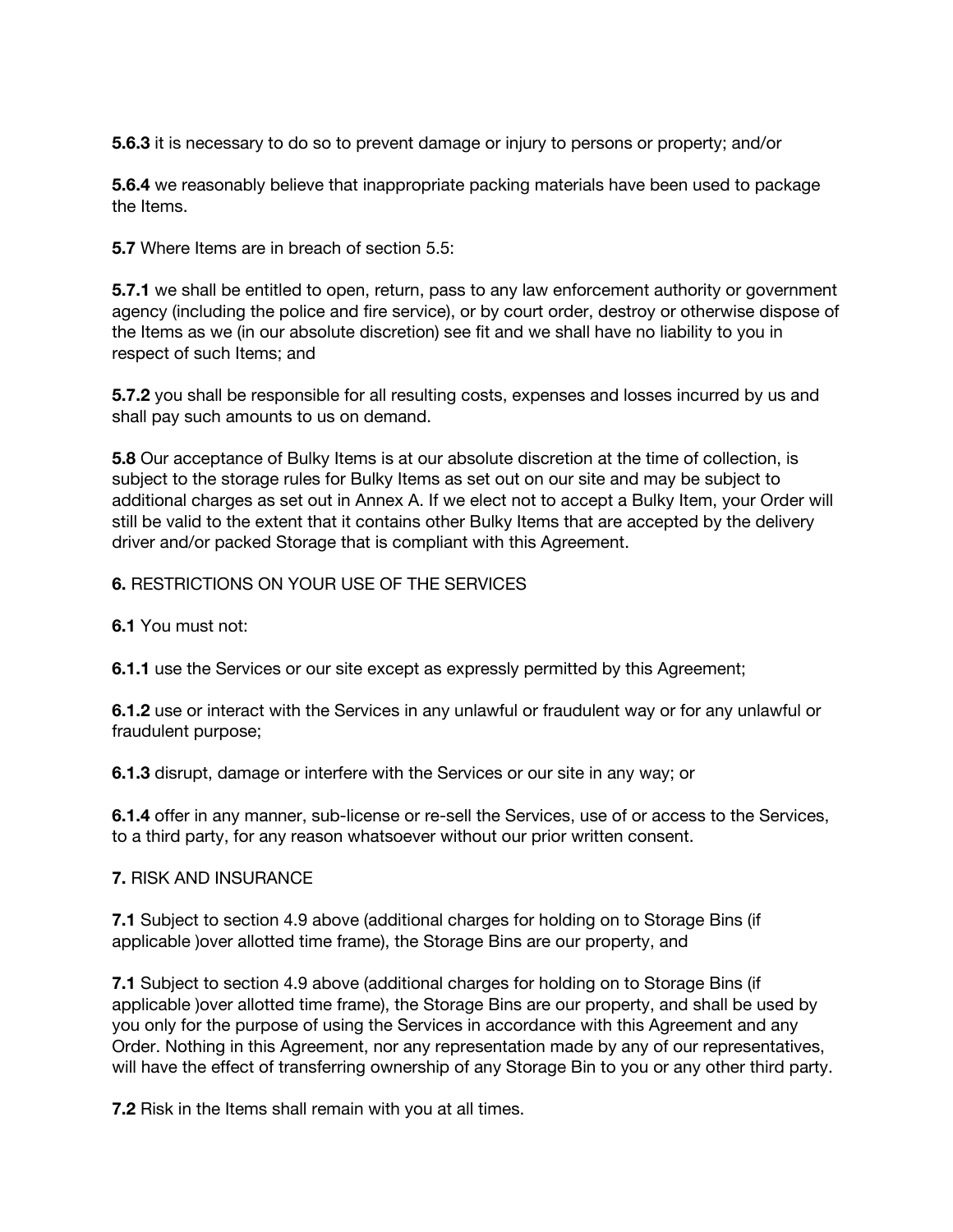**5.6.3** it is necessary to do so to prevent damage or injury to persons or property; and/or

**5.6.4** we reasonably believe that inappropriate packing materials have been used to package the Items.

**5.7** Where Items are in breach of section 5.5:

**5.7.1** we shall be entitled to open, return, pass to any law enforcement authority or government agency (including the police and fire service), or by court order, destroy or otherwise dispose of the Items as we (in our absolute discretion) see fit and we shall have no liability to you in respect of such Items; and

**5.7.2** you shall be responsible for all resulting costs, expenses and losses incurred by us and shall pay such amounts to us on demand.

**5.8** Our acceptance of Bulky Items is at our absolute discretion at the time of collection, is subject to the storage rules for Bulky Items as set out on our site and may be subject to additional charges as set out in Annex A. If we elect not to accept a Bulky Item, your Order will still be valid to the extent that it contains other Bulky Items that are accepted by the delivery driver and/or packed Storage that is compliant with this Agreement.

**6.** RESTRICTIONS ON YOUR USE OF THE SERVICES

**6.1** You must not:

**6.1.1** use the Services or our site except as expressly permitted by this Agreement;

**6.1.2** use or interact with the Services in any unlawful or fraudulent way or for any unlawful or fraudulent purpose;

**6.1.3** disrupt, damage or interfere with the Services or our site in any way; or

**6.1.4** offer in any manner, sub-license or re-sell the Services, use of or access to the Services, to a third party, for any reason whatsoever without our prior written consent.

**7.** RISK AND INSURANCE

**7.1** Subject to section 4.9 above (additional charges for holding on to Storage Bins (if applicable )over allotted time frame), the Storage Bins are our property, and

**7.1** Subject to section 4.9 above (additional charges for holding on to Storage Bins (if applicable )over allotted time frame), the Storage Bins are our property, and shall be used by you only for the purpose of using the Services in accordance with this Agreement and any Order. Nothing in this Agreement, nor any representation made by any of our representatives, will have the effect of transferring ownership of any Storage Bin to you or any other third party.

**7.2** Risk in the Items shall remain with you at all times.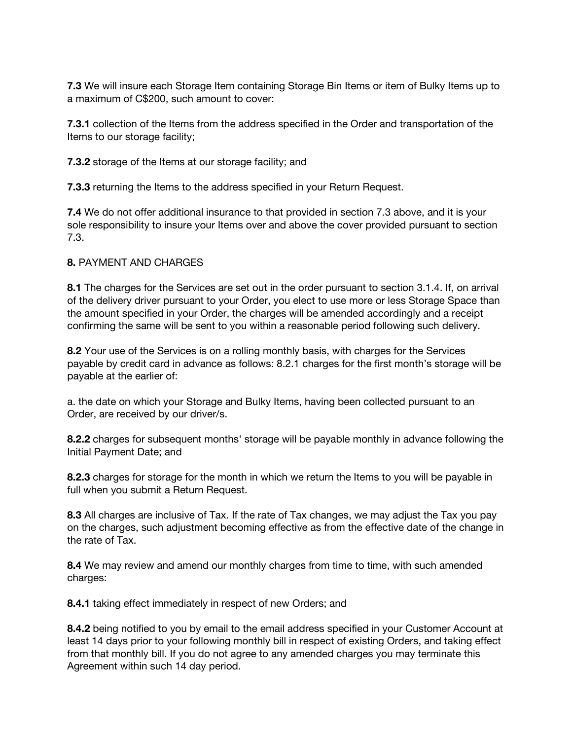**7.3** We will insure each Storage Item containing Storage Bin Items or item of Bulky Items up to a maximum of C$200, such amount to cover:

**7.3.1** collection of the Items from the address specified in the Order and transportation of the Items to our storage facility;

**7.3.2** storage of the Items at our storage facility; and

**7.3.3** returning the Items to the address specified in your Return Request.

**7.4** We do not offer additional insurance to that provided in section 7.3 above, and it is your sole responsibility to insure your Items over and above the cover provided pursuant to section 7.3.

**8.** PAYMENT AND CHARGES

**8.1** The charges for the Services are set out in the order pursuant to section 3.1.4. If, on arrival of the delivery driver pursuant to your Order, you elect to use more or less Storage Space than the amount specified in your Order, the charges will be amended accordingly and a receipt confirming the same will be sent to you within a reasonable period following such delivery.

**8.2** Your use of the Services is on a rolling monthly basis, with charges for the Services payable by credit card in advance as follows: 8.2.1 charges for the first month's storage will be payable at the earlier of:

a. the date on which your Storage and Bulky Items, having been collected pursuant to an Order, are received by our driver/s.

**8.2.2** charges for subsequent months' storage will be payable monthly in advance following the Initial Payment Date; and

**8.2.3** charges for storage for the month in which we return the Items to you will be payable in full when you submit a Return Request.

**8.3** All charges are inclusive of Tax. If the rate of Tax changes, we may adjust the Tax you pay on the charges, such adjustment becoming effective as from the effective date of the change in the rate of Tax.

**8.4** We may review and amend our monthly charges from time to time, with such amended charges:

**8.4.1** taking effect immediately in respect of new Orders; and

**8.4.2** being notified to you by email to the email address specified in your Customer Account at least 14 days prior to your following monthly bill in respect of existing Orders, and taking effect from that monthly bill. If you do not agree to any amended charges you may terminate this Agreement within such 14 day period.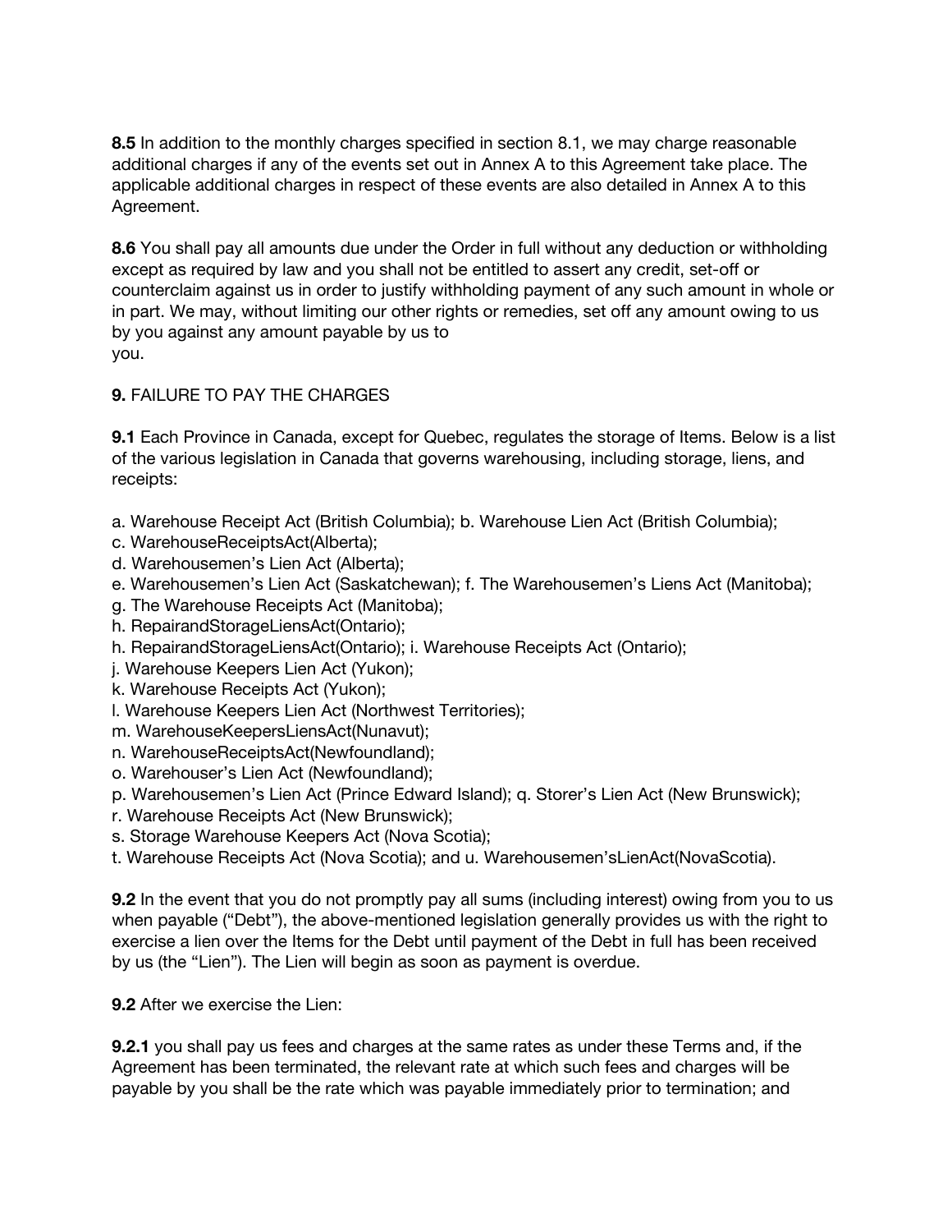**8.5** In addition to the monthly charges specified in section 8.1, we may charge reasonable additional charges if any of the events set out in Annex A to this Agreement take place. The applicable additional charges in respect of these events are also detailed in Annex A to this Agreement.

**8.6** You shall pay all amounts due under the Order in full without any deduction or withholding except as required by law and you shall not be entitled to assert any credit, set-off or counterclaim against us in order to justify withholding payment of any such amount in whole or in part. We may, without limiting our other rights or remedies, set off any amount owing to us by you against any amount payable by us to
you.

**9.** FAILURE TO PAY THE CHARGES

**9.1** Each Province in Canada, except for Quebec, regulates the storage of Items. Below is a list of the various legislation in Canada that governs warehousing, including storage, liens, and receipts:

a. Warehouse Receipt Act (British Columbia); b. Warehouse Lien Act (British Columbia);
c. WarehouseReceiptsAct(Alberta);
d. Warehousemen's Lien Act (Alberta);
e. Warehousemen's Lien Act (Saskatchewan); f. The Warehousemen's Liens Act (Manitoba);
g. The Warehouse Receipts Act (Manitoba);
h. RepairandStorageLiensAct(Ontario);
h. RepairandStorageLiensAct(Ontario); i. Warehouse Receipts Act (Ontario);
j. Warehouse Keepers Lien Act (Yukon);
k. Warehouse Receipts Act (Yukon);
l. Warehouse Keepers Lien Act (Northwest Territories);
m. WarehouseKeepersLiensAct(Nunavut);
n. WarehouseReceiptsAct(Newfoundland);
o. Warehouser's Lien Act (Newfoundland);
p. Warehousemen's Lien Act (Prince Edward Island); q. Storer's Lien Act (New Brunswick);
r. Warehouse Receipts Act (New Brunswick);
s. Storage Warehouse Keepers Act (Nova Scotia);
t. Warehouse Receipts Act (Nova Scotia); and u. Warehousemen'sLienAct(NovaScotia).

**9.2** In the event that you do not promptly pay all sums (including interest) owing from you to us when payable ("Debt"), the above-mentioned legislation generally provides us with the right to exercise a lien over the Items for the Debt until payment of the Debt in full has been received by us (the "Lien"). The Lien will begin as soon as payment is overdue.

**9.2** After we exercise the Lien:

**9.2.1** you shall pay us fees and charges at the same rates as under these Terms and, if the Agreement has been terminated, the relevant rate at which such fees and charges will be payable by you shall be the rate which was payable immediately prior to termination; and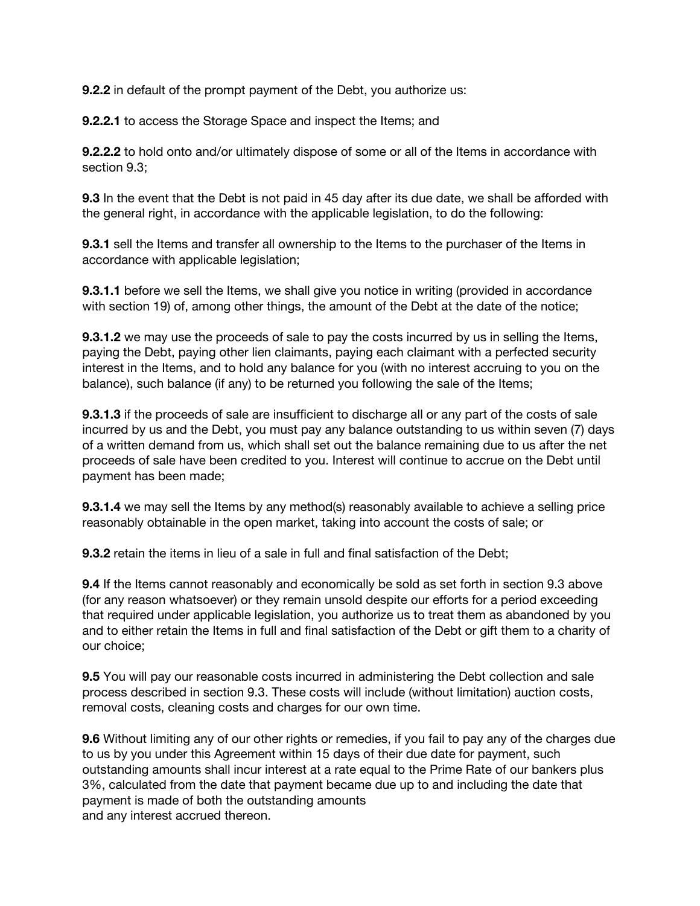**9.2.2** in default of the prompt payment of the Debt, you authorize us:

**9.2.2.1** to access the Storage Space and inspect the Items; and

**9.2.2.2** to hold onto and/or ultimately dispose of some or all of the Items in accordance with section 9.3;

**9.3** In the event that the Debt is not paid in 45 day after its due date, we shall be afforded with the general right, in accordance with the applicable legislation, to do the following:

**9.3.1** sell the Items and transfer all ownership to the Items to the purchaser of the Items in accordance with applicable legislation;

**9.3.1.1** before we sell the Items, we shall give you notice in writing (provided in accordance with section 19) of, among other things, the amount of the Debt at the date of the notice;

**9.3.1.2** we may use the proceeds of sale to pay the costs incurred by us in selling the Items, paying the Debt, paying other lien claimants, paying each claimant with a perfected security interest in the Items, and to hold any balance for you (with no interest accruing to you on the balance), such balance (if any) to be returned you following the sale of the Items;

**9.3.1.3** if the proceeds of sale are insufficient to discharge all or any part of the costs of sale incurred by us and the Debt, you must pay any balance outstanding to us within seven (7) days of a written demand from us, which shall set out the balance remaining due to us after the net proceeds of sale have been credited to you. Interest will continue to accrue on the Debt until payment has been made;

**9.3.1.4** we may sell the Items by any method(s) reasonably available to achieve a selling price reasonably obtainable in the open market, taking into account the costs of sale; or

**9.3.2** retain the items in lieu of a sale in full and final satisfaction of the Debt;

**9.4** If the Items cannot reasonably and economically be sold as set forth in section 9.3 above (for any reason whatsoever) or they remain unsold despite our efforts for a period exceeding that required under applicable legislation, you authorize us to treat them as abandoned by you and to either retain the Items in full and final satisfaction of the Debt or gift them to a charity of our choice;

**9.5** You will pay our reasonable costs incurred in administering the Debt collection and sale process described in section 9.3. These costs will include (without limitation) auction costs, removal costs, cleaning costs and charges for our own time.

**9.6** Without limiting any of our other rights or remedies, if you fail to pay any of the charges due to us by you under this Agreement within 15 days of their due date for payment, such outstanding amounts shall incur interest at a rate equal to the Prime Rate of our bankers plus 3%, calculated from the date that payment became due up to and including the date that payment is made of both the outstanding amounts and any interest accrued thereon.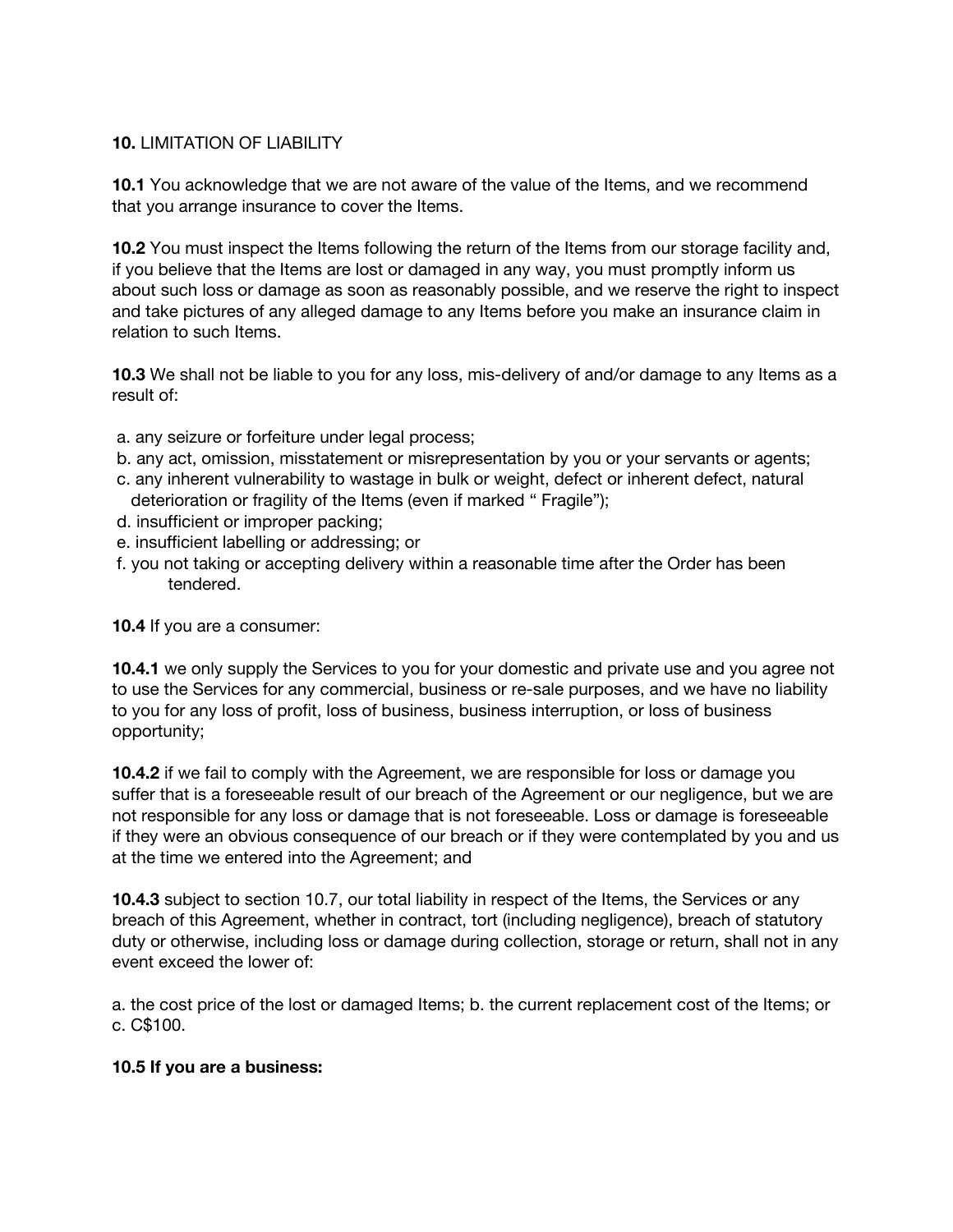**10.** LIMITATION OF LIABILITY

**10.1** You acknowledge that we are not aware of the value of the Items, and we recommend that you arrange insurance to cover the Items.

**10.2** You must inspect the Items following the return of the Items from our storage facility and, if you believe that the Items are lost or damaged in any way, you must promptly inform us about such loss or damage as soon as reasonably possible, and we reserve the right to inspect and take pictures of any alleged damage to any Items before you make an insurance claim in relation to such Items.

**10.3** We shall not be liable to you for any loss, mis-delivery of and/or damage to any Items as a result of:

a. any seizure or forfeiture under legal process;
b. any act, omission, misstatement or misrepresentation by you or your servants or agents;
c. any inherent vulnerability to wastage in bulk or weight, defect or inherent defect, natural deterioration or fragility of the Items (even if marked " Fragile");
d. insufficient or improper packing;
e. insufficient labelling or addressing; or
f. you not taking or accepting delivery within a reasonable time after the Order has been tendered.

**10.4** If you are a consumer:

**10.4.1** we only supply the Services to you for your domestic and private use and you agree not to use the Services for any commercial, business or re-sale purposes, and we have no liability to you for any loss of profit, loss of business, business interruption, or loss of business opportunity;

**10.4.2** if we fail to comply with the Agreement, we are responsible for loss or damage you suffer that is a foreseeable result of our breach of the Agreement or our negligence, but we are not responsible for any loss or damage that is not foreseeable. Loss or damage is foreseeable if they were an obvious consequence of our breach or if they were contemplated by you and us at the time we entered into the Agreement; and

**10.4.3** subject to section 10.7, our total liability in respect of the Items, the Services or any breach of this Agreement, whether in contract, tort (including negligence), breach of statutory duty or otherwise, including loss or damage during collection, storage or return, shall not in any event exceed the lower of:

a. the cost price of the lost or damaged Items; b. the current replacement cost of the Items; or c. C$100.

**10.5 If you are a business:**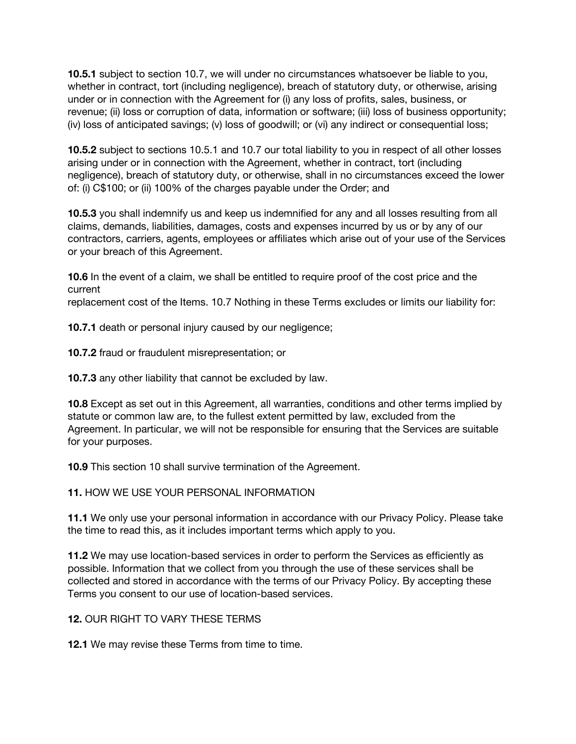**10.5.1** subject to section 10.7, we will under no circumstances whatsoever be liable to you, whether in contract, tort (including negligence), breach of statutory duty, or otherwise, arising under or in connection with the Agreement for (i) any loss of profits, sales, business, or revenue; (ii) loss or corruption of data, information or software; (iii) loss of business opportunity; (iv) loss of anticipated savings; (v) loss of goodwill; or (vi) any indirect or consequential loss;

**10.5.2** subject to sections 10.5.1 and 10.7 our total liability to you in respect of all other losses arising under or in connection with the Agreement, whether in contract, tort (including negligence), breach of statutory duty, or otherwise, shall in no circumstances exceed the lower of: (i) C$100; or (ii) 100% of the charges payable under the Order; and

**10.5.3** you shall indemnify us and keep us indemnified for any and all losses resulting from all claims, demands, liabilities, damages, costs and expenses incurred by us or by any of our contractors, carriers, agents, employees or affiliates which arise out of your use of the Services or your breach of this Agreement.

**10.6** In the event of a claim, we shall be entitled to require proof of the cost price and the current
replacement cost of the Items. 10.7 Nothing in these Terms excludes or limits our liability for:

**10.7.1** death or personal injury caused by our negligence;

**10.7.2** fraud or fraudulent misrepresentation; or

**10.7.3** any other liability that cannot be excluded by law.

**10.8** Except as set out in this Agreement, all warranties, conditions and other terms implied by statute or common law are, to the fullest extent permitted by law, excluded from the Agreement. In particular, we will not be responsible for ensuring that the Services are suitable for your purposes.

**10.9** This section 10 shall survive termination of the Agreement.

**11.** HOW WE USE YOUR PERSONAL INFORMATION

**11.1** We only use your personal information in accordance with our Privacy Policy. Please take the time to read this, as it includes important terms which apply to you.

**11.2** We may use location-based services in order to perform the Services as efficiently as possible. Information that we collect from you through the use of these services shall be collected and stored in accordance with the terms of our Privacy Policy. By accepting these Terms you consent to our use of location-based services.

**12.** OUR RIGHT TO VARY THESE TERMS

**12.1** We may revise these Terms from time to time.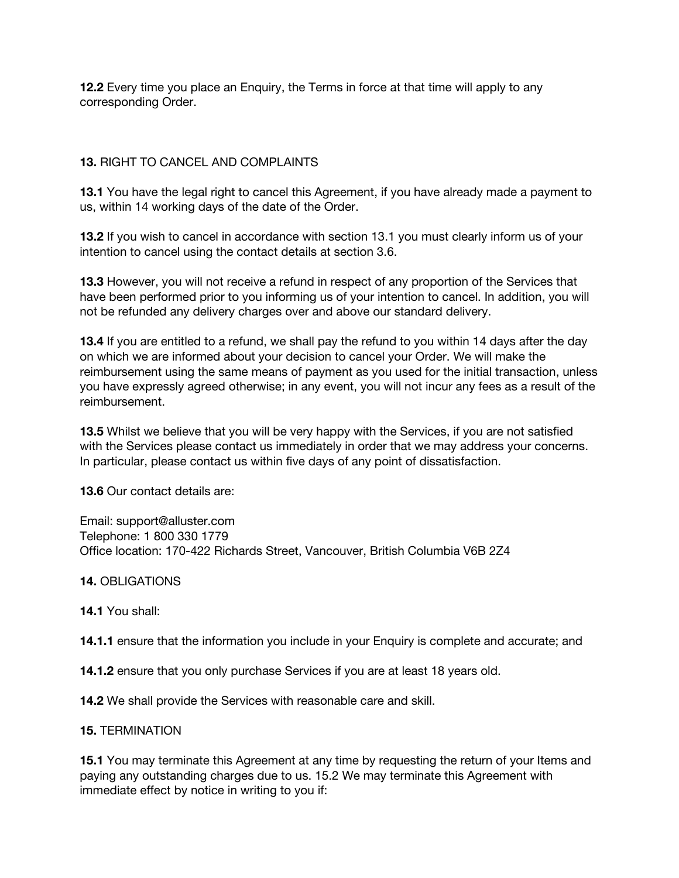**12.2** Every time you place an Enquiry, the Terms in force at that time will apply to any corresponding Order.

**13.** RIGHT TO CANCEL AND COMPLAINTS

**13.1** You have the legal right to cancel this Agreement, if you have already made a payment to us, within 14 working days of the date of the Order.

**13.2** If you wish to cancel in accordance with section 13.1 you must clearly inform us of your intention to cancel using the contact details at section 3.6.

**13.3** However, you will not receive a refund in respect of any proportion of the Services that have been performed prior to you informing us of your intention to cancel. In addition, you will not be refunded any delivery charges over and above our standard delivery.

**13.4** If you are entitled to a refund, we shall pay the refund to you within 14 days after the day on which we are informed about your decision to cancel your Order. We will make the reimbursement using the same means of payment as you used for the initial transaction, unless you have expressly agreed otherwise; in any event, you will not incur any fees as a result of the reimbursement.

**13.5** Whilst we believe that you will be very happy with the Services, if you are not satisfied with the Services please contact us immediately in order that we may address your concerns. In particular, please contact us within five days of any point of dissatisfaction.

**13.6** Our contact details are:

Email: support@alluster.com
Telephone: 1 800 330 1779
Office location: 170-422 Richards Street, Vancouver, British Columbia V6B 2Z4

**14.** OBLIGATIONS

**14.1** You shall:

**14.1.1** ensure that the information you include in your Enquiry is complete and accurate; and

**14.1.2** ensure that you only purchase Services if you are at least 18 years old.

**14.2** We shall provide the Services with reasonable care and skill.

**15.** TERMINATION

**15.1** You may terminate this Agreement at any time by requesting the return of your Items and paying any outstanding charges due to us. 15.2 We may terminate this Agreement with immediate effect by notice in writing to you if: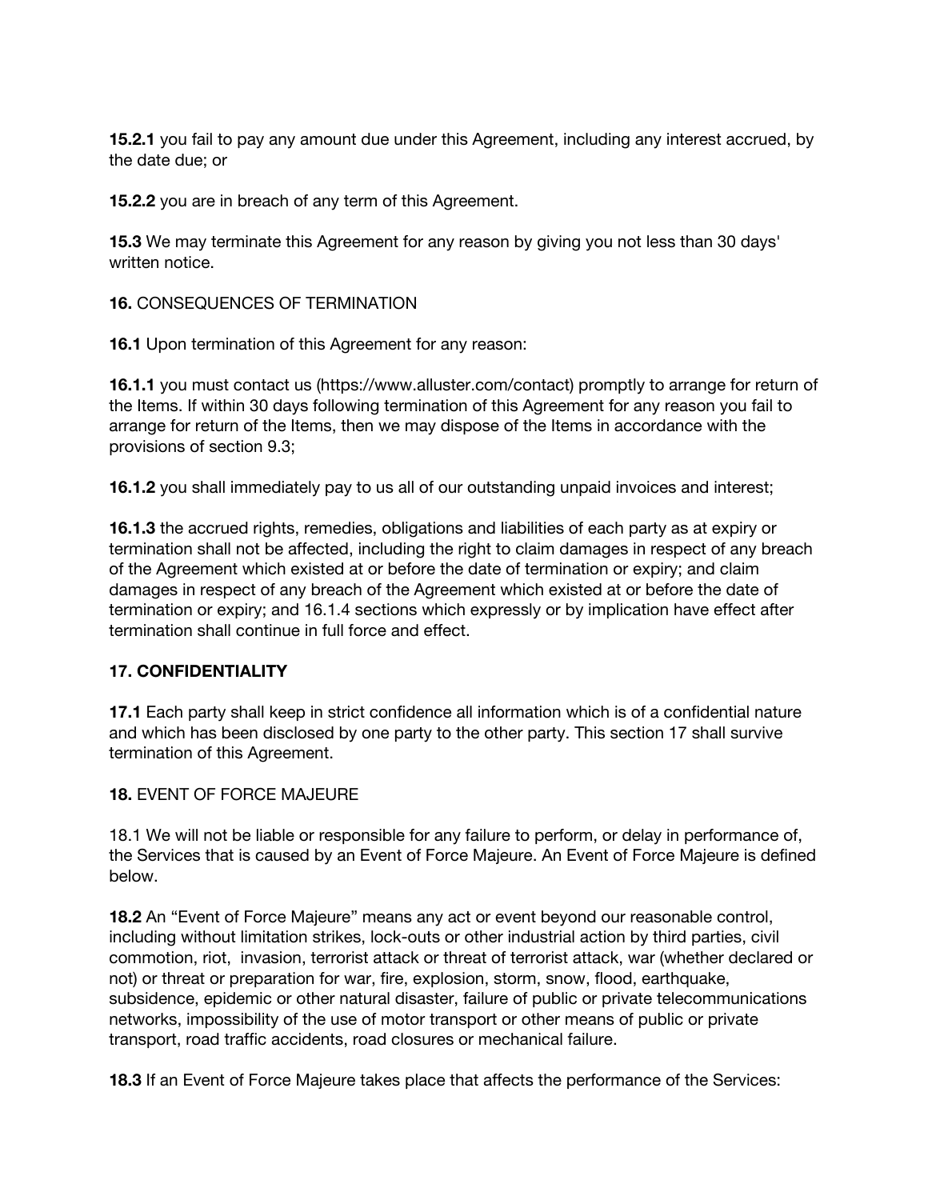**15.2.1** you fail to pay any amount due under this Agreement, including any interest accrued, by the date due; or

**15.2.2** you are in breach of any term of this Agreement.

**15.3** We may terminate this Agreement for any reason by giving you not less than 30 days' written notice.

**16.** CONSEQUENCES OF TERMINATION

**16.1** Upon termination of this Agreement for any reason:

**16.1.1** you must contact us (https://www.alluster.com/contact) promptly to arrange for return of the Items. If within 30 days following termination of this Agreement for any reason you fail to arrange for return of the Items, then we may dispose of the Items in accordance with the provisions of section 9.3;

**16.1.2** you shall immediately pay to us all of our outstanding unpaid invoices and interest;

**16.1.3** the accrued rights, remedies, obligations and liabilities of each party as at expiry or termination shall not be affected, including the right to claim damages in respect of any breach of the Agreement which existed at or before the date of termination or expiry; and claim damages in respect of any breach of the Agreement which existed at or before the date of termination or expiry; and 16.1.4 sections which expressly or by implication have effect after termination shall continue in full force and effect.

## 17. CONFIDENTIALITY

**17.1** Each party shall keep in strict confidence all information which is of a confidential nature and which has been disclosed by one party to the other party. This section 17 shall survive termination of this Agreement.

**18.** EVENT OF FORCE MAJEURE

18.1 We will not be liable or responsible for any failure to perform, or delay in performance of, the Services that is caused by an Event of Force Majeure. An Event of Force Majeure is defined below.

**18.2** An "Event of Force Majeure" means any act or event beyond our reasonable control, including without limitation strikes, lock-outs or other industrial action by third parties, civil commotion, riot, invasion, terrorist attack or threat of terrorist attack, war (whether declared or not) or threat or preparation for war, fire, explosion, storm, snow, flood, earthquake, subsidence, epidemic or other natural disaster, failure of public or private telecommunications networks, impossibility of the use of motor transport or other means of public or private transport, road traffic accidents, road closures or mechanical failure.

**18.3** If an Event of Force Majeure takes place that affects the performance of the Services: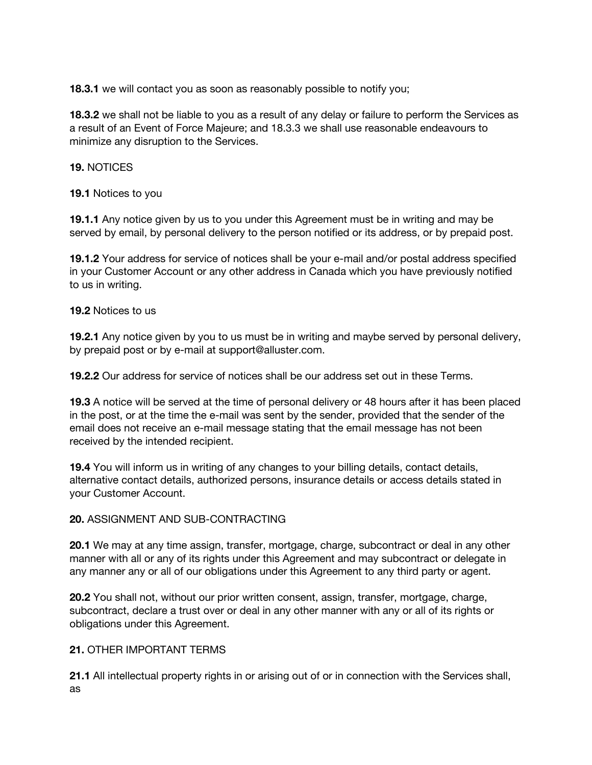**18.3.1** we will contact you as soon as reasonably possible to notify you;

**18.3.2** we shall not be liable to you as a result of any delay or failure to perform the Services as a result of an Event of Force Majeure; and 18.3.3 we shall use reasonable endeavours to minimize any disruption to the Services.

**19.** NOTICES

**19.1** Notices to you

**19.1.1** Any notice given by us to you under this Agreement must be in writing and may be served by email, by personal delivery to the person notified or its address, or by prepaid post.

**19.1.2** Your address for service of notices shall be your e-mail and/or postal address specified in your Customer Account or any other address in Canada which you have previously notified to us in writing.

**19.2** Notices to us

**19.2.1** Any notice given by you to us must be in writing and maybe served by personal delivery, by prepaid post or by e-mail at support@alluster.com.

**19.2.2** Our address for service of notices shall be our address set out in these Terms.

**19.3** A notice will be served at the time of personal delivery or 48 hours after it has been placed in the post, or at the time the e-mail was sent by the sender, provided that the sender of the email does not receive an e-mail message stating that the email message has not been received by the intended recipient.

**19.4** You will inform us in writing of any changes to your billing details, contact details, alternative contact details, authorized persons, insurance details or access details stated in your Customer Account.

**20.** ASSIGNMENT AND SUB-CONTRACTING

**20.1** We may at any time assign, transfer, mortgage, charge, subcontract or deal in any other manner with all or any of its rights under this Agreement and may subcontract or delegate in any manner any or all of our obligations under this Agreement to any third party or agent.

**20.2** You shall not, without our prior written consent, assign, transfer, mortgage, charge, subcontract, declare a trust over or deal in any other manner with any or all of its rights or obligations under this Agreement.

**21.** OTHER IMPORTANT TERMS

**21.1** All intellectual property rights in or arising out of or in connection with the Services shall, as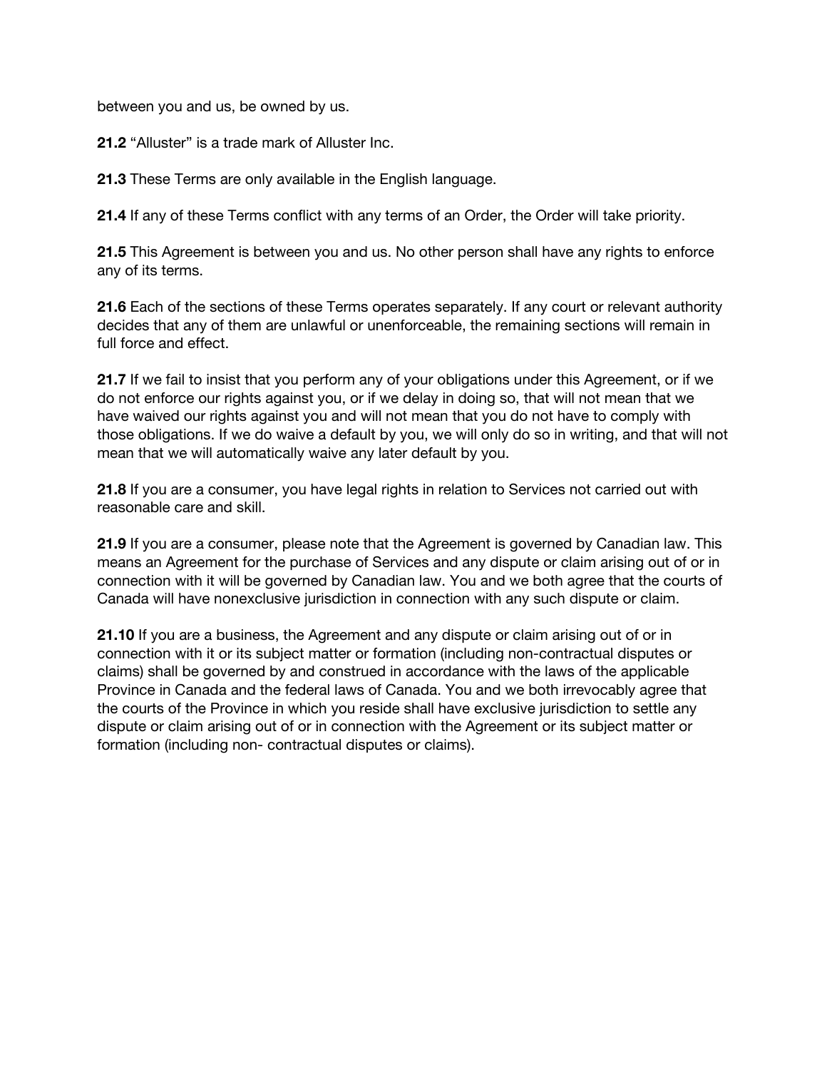between you and us, be owned by us.

**21.2** “Alluster” is a trade mark of Alluster Inc.

**21.3** These Terms are only available in the English language.

**21.4** If any of these Terms conflict with any terms of an Order, the Order will take priority.

**21.5** This Agreement is between you and us. No other person shall have any rights to enforce any of its terms.

**21.6** Each of the sections of these Terms operates separately. If any court or relevant authority decides that any of them are unlawful or unenforceable, the remaining sections will remain in full force and effect.

**21.7** If we fail to insist that you perform any of your obligations under this Agreement, or if we do not enforce our rights against you, or if we delay in doing so, that will not mean that we have waived our rights against you and will not mean that you do not have to comply with those obligations. If we do waive a default by you, we will only do so in writing, and that will not mean that we will automatically waive any later default by you.

**21.8** If you are a consumer, you have legal rights in relation to Services not carried out with reasonable care and skill.

**21.9** If you are a consumer, please note that the Agreement is governed by Canadian law. This means an Agreement for the purchase of Services and any dispute or claim arising out of or in connection with it will be governed by Canadian law. You and we both agree that the courts of Canada will have nonexclusive jurisdiction in connection with any such dispute or claim.

**21.10** If you are a business, the Agreement and any dispute or claim arising out of or in connection with it or its subject matter or formation (including non-contractual disputes or claims) shall be governed by and construed in accordance with the laws of the applicable Province in Canada and the federal laws of Canada. You and we both irrevocably agree that the courts of the Province in which you reside shall have exclusive jurisdiction to settle any dispute or claim arising out of or in connection with the Agreement or its subject matter or formation (including non- contractual disputes or claims).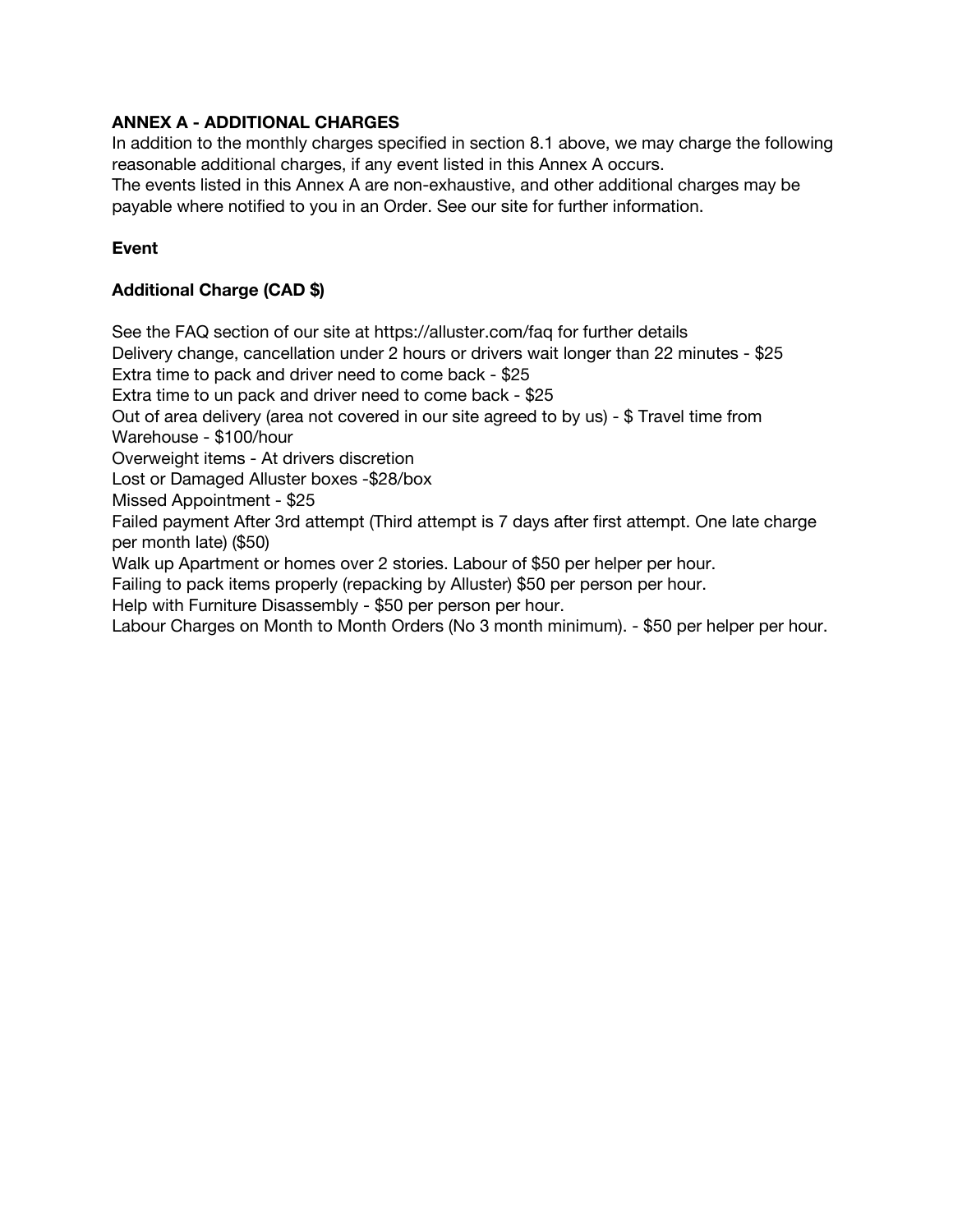**ANNEX A - ADDITIONAL CHARGES**

In addition to the monthly charges specified in section 8.1 above, we may charge the following reasonable additional charges, if any event listed in this Annex A occurs.

The events listed in this Annex A are non-exhaustive, and other additional charges may be payable where notified to you in an Order. See our site for further information.

**Event**

**Additional Charge (CAD $)**

See the FAQ section of our site at https://alluster.com/faq for further details

Delivery change, cancellation under 2 hours or drivers wait longer than 22 minutes - $25

Extra time to pack and driver need to come back - $25

Extra time to un pack and driver need to come back - $25

Out of area delivery (area not covered in our site agreed to by us) - $ Travel time from Warehouse - $100/hour

Overweight items - At drivers discretion

Lost or Damaged Alluster boxes -$28/box

Missed Appointment - $25

Failed payment After 3rd attempt (Third attempt is 7 days after first attempt. One late charge per month late) ($50)

Walk up Apartment or homes over 2 stories. Labour of $50 per helper per hour.

Failing to pack items properly (repacking by Alluster) $50 per person per hour.

Help with Furniture Disassembly - $50 per person per hour.

Labour Charges on Month to Month Orders (No 3 month minimum). - $50 per helper per hour.